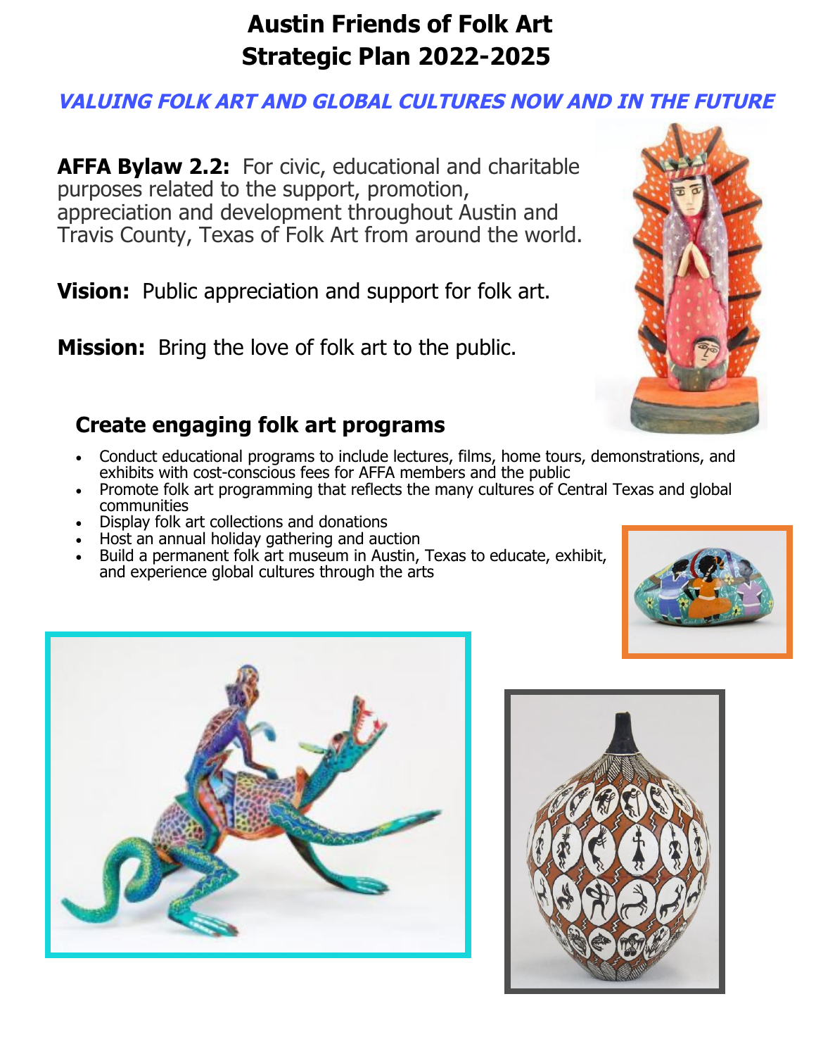# Austin Friends of Folk Art
# Strategic Plan 2022-2025

***VALUING FOLK ART AND GLOBAL CULTURES NOW AND IN THE FUTURE***

**AFFA Bylaw 2.2:** For civic, educational and charitable purposes related to the support, promotion, appreciation and development throughout Austin and Travis County, Texas of Folk Art from around the world.

**Vision:** Public appreciation and support for folk art.

**Mission:** Bring the love of folk art to the public.

## Create engaging folk art programs

- Conduct educational programs to include lectures, films, home tours, demonstrations, and exhibits with cost-conscious fees for AFFA members and the public
- Promote folk art programming that reflects the many cultures of Central Texas and global communities
- Display folk art collections and donations
- Host an annual holiday gathering and auction
- Build a permanent folk art museum in Austin, Texas to educate, exhibit, and experience global cultures through the arts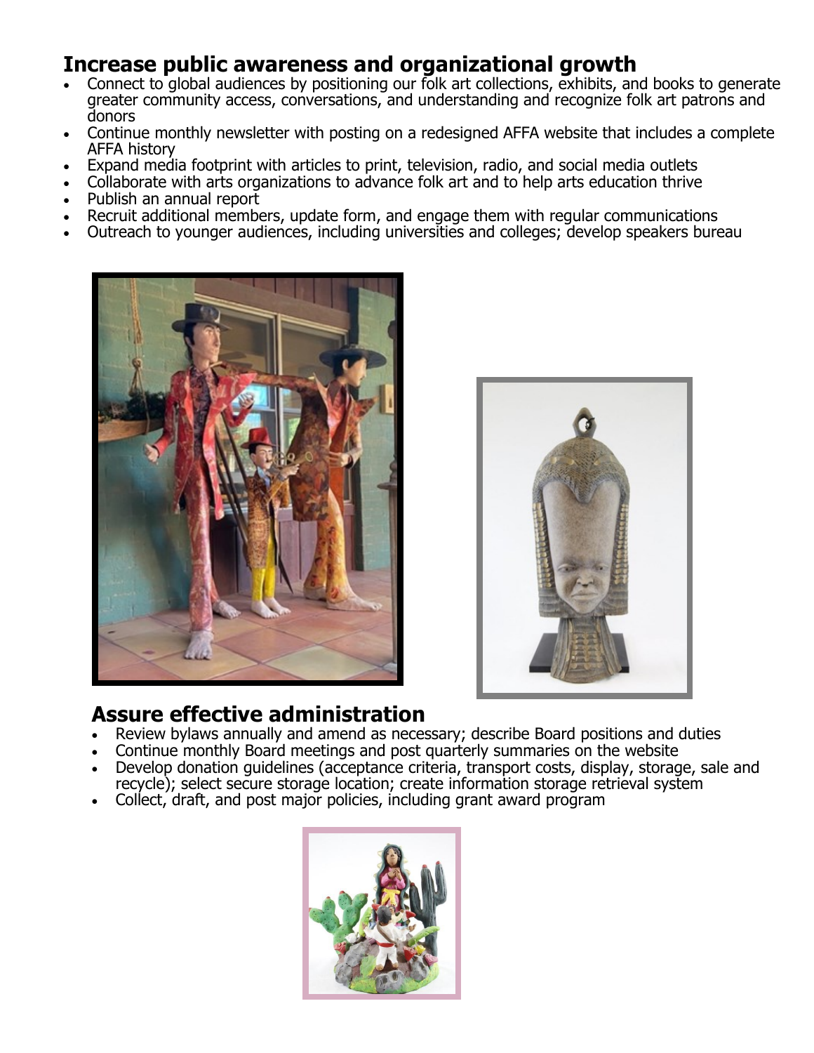## Increase public awareness and organizational growth

- Connect to global audiences by positioning our folk art collections, exhibits, and books to generate greater community access, conversations, and understanding and recognize folk art patrons and donors
- Continue monthly newsletter with posting on a redesigned AFFA website that includes a complete AFFA history
- Expand media footprint with articles to print, television, radio, and social media outlets
- Collaborate with arts organizations to advance folk art and to help arts education thrive
- Publish an annual report
- Recruit additional members, update form, and engage them with regular communications
- Outreach to younger audiences, including universities and colleges; develop speakers bureau

## Assure effective administration

- Review bylaws annually and amend as necessary; describe Board positions and duties
- Continue monthly Board meetings and post quarterly summaries on the website
- Develop donation guidelines (acceptance criteria, transport costs, display, storage, sale and recycle); select secure storage location; create information storage retrieval system
- Collect, draft, and post major policies, including grant award program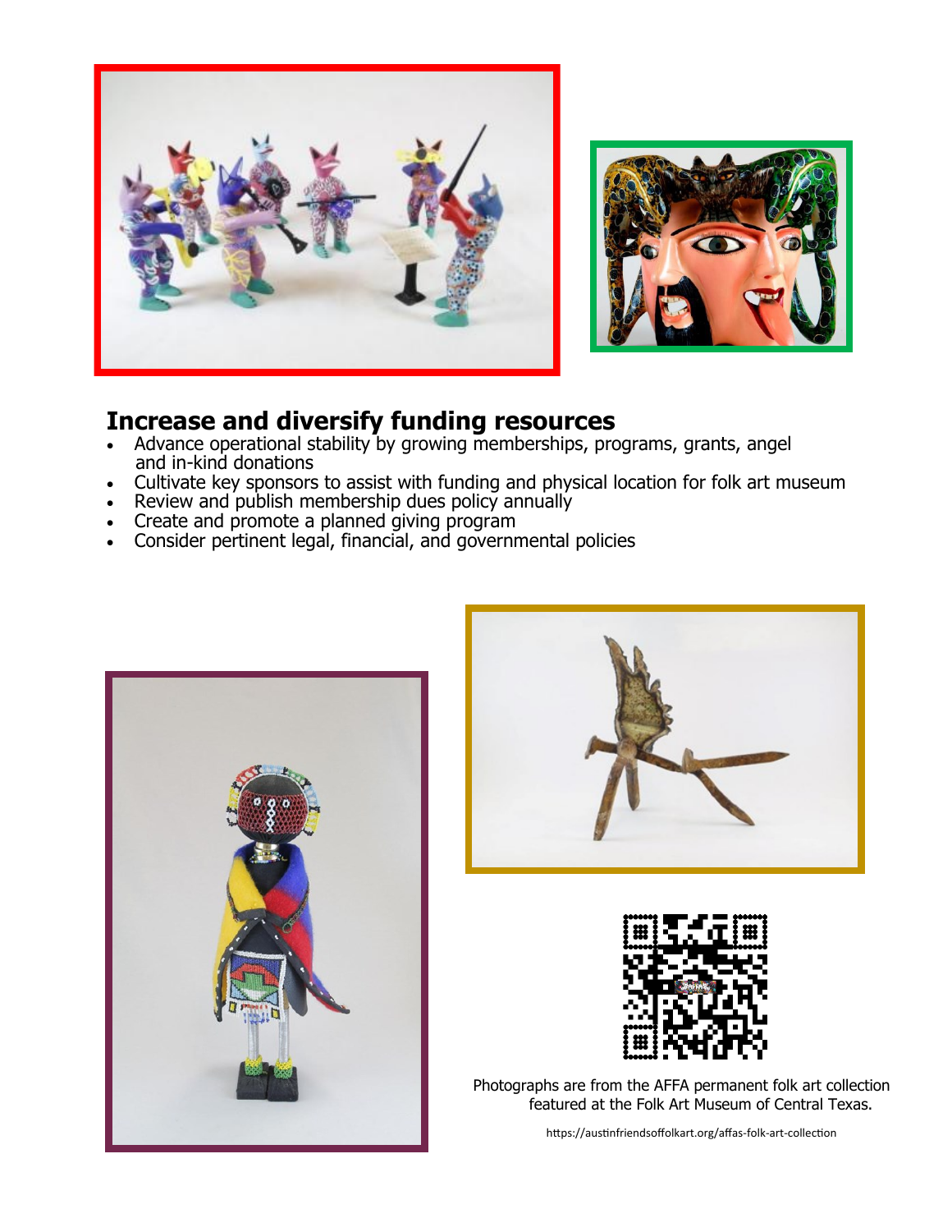## Increase and diversify funding resources

- Advance operational stability by growing memberships, programs, grants, angel and in-kind donations
- Cultivate key sponsors to assist with funding and physical location for folk art museum
- Review and publish membership dues policy annually
- Create and promote a planned giving program
- Consider pertinent legal, financial, and governmental policies

Photographs are from the AFFA permanent folk art collection featured at the Folk Art Museum of Central Texas.

https://austinfriendsoffolkart.org/affas-folk-art-collection